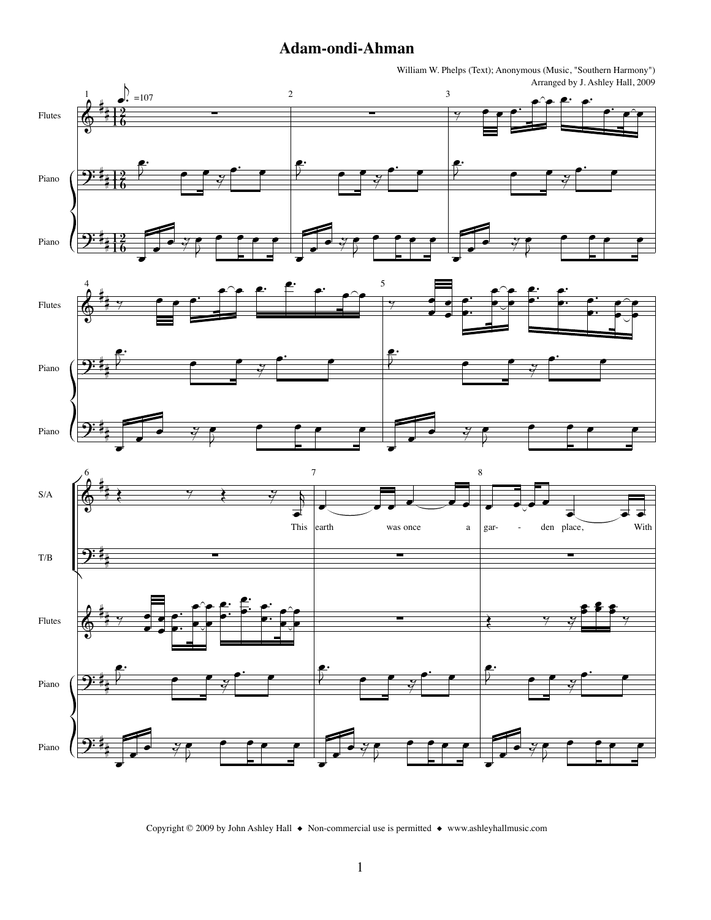# Adam-ondi-Ahman

William W. Phelps (Text); Anonymous (Music, "Southern Harmony")

Arranged by J. Ashley Hall, 2009

This earth was once a gar- - den place, With

Copyright © 2009 by John Ashley Hall ◆ Non-commercial use is permitted ◆ www.ashleyhallmusic.com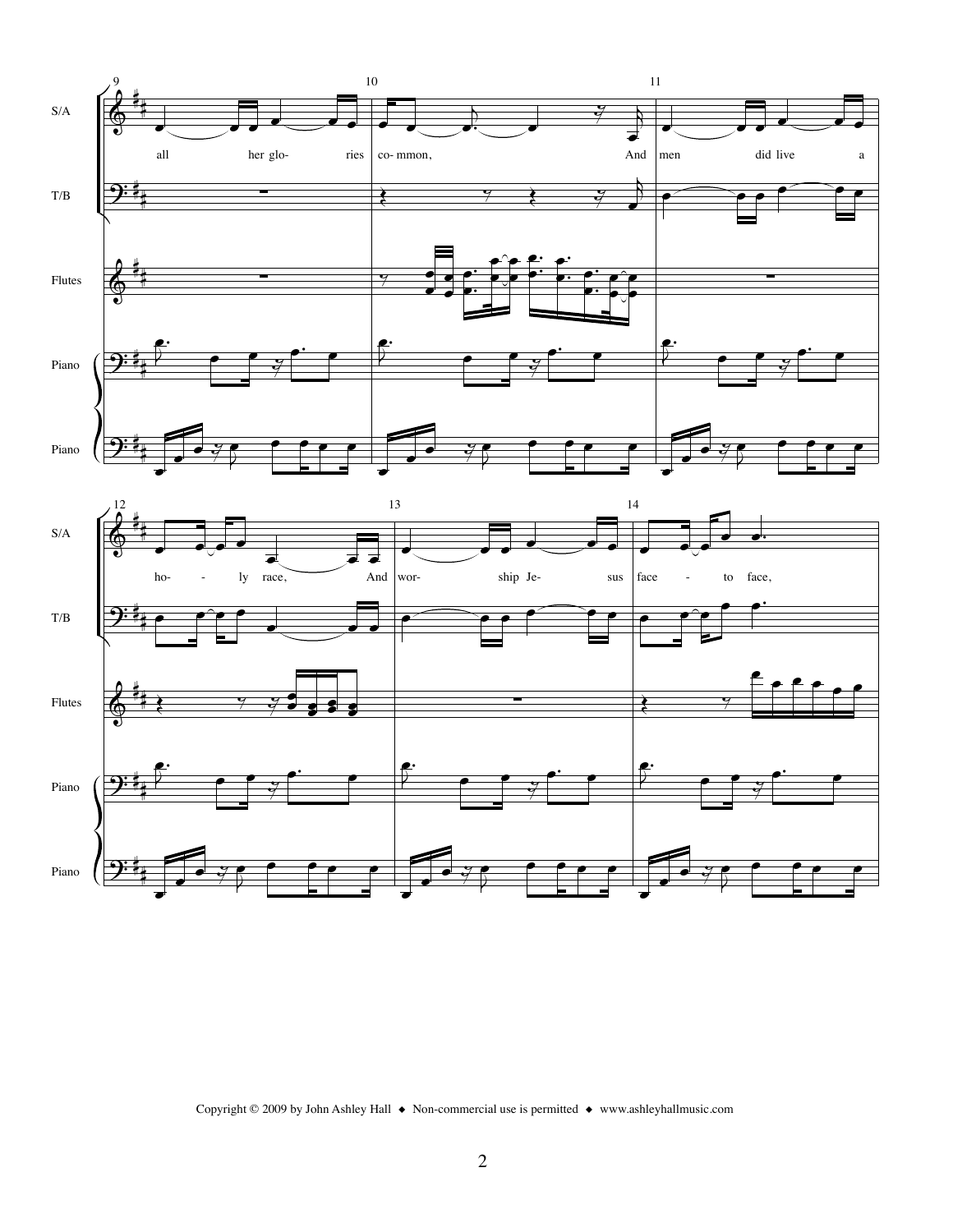Copyright © 2009 by John Ashley Hall ◆ Non-commercial use is permitted ◆ www.ashleyhallmusic.com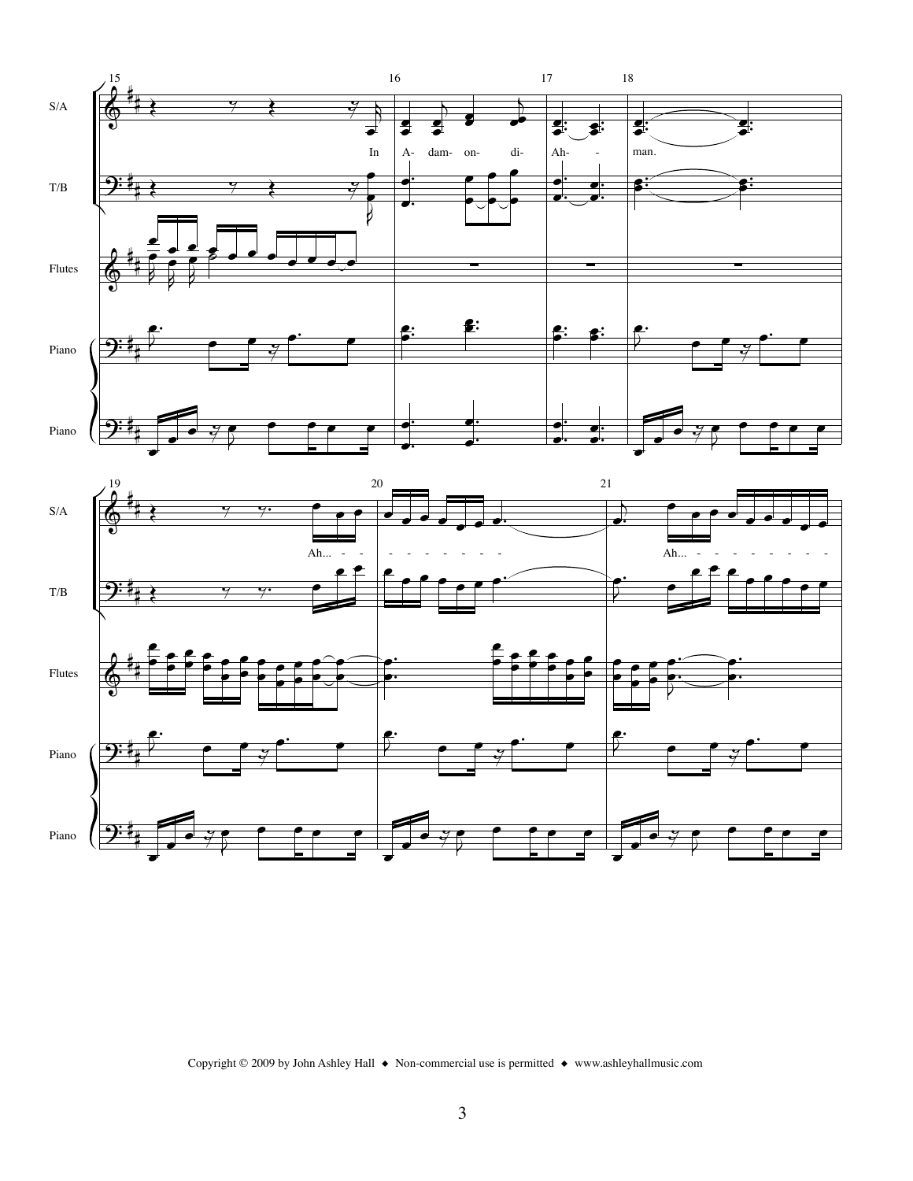Copyright © 2009 by John Ashley Hall ◆ Non-commercial use is permitted ◆ www.ashleyhallmusic.com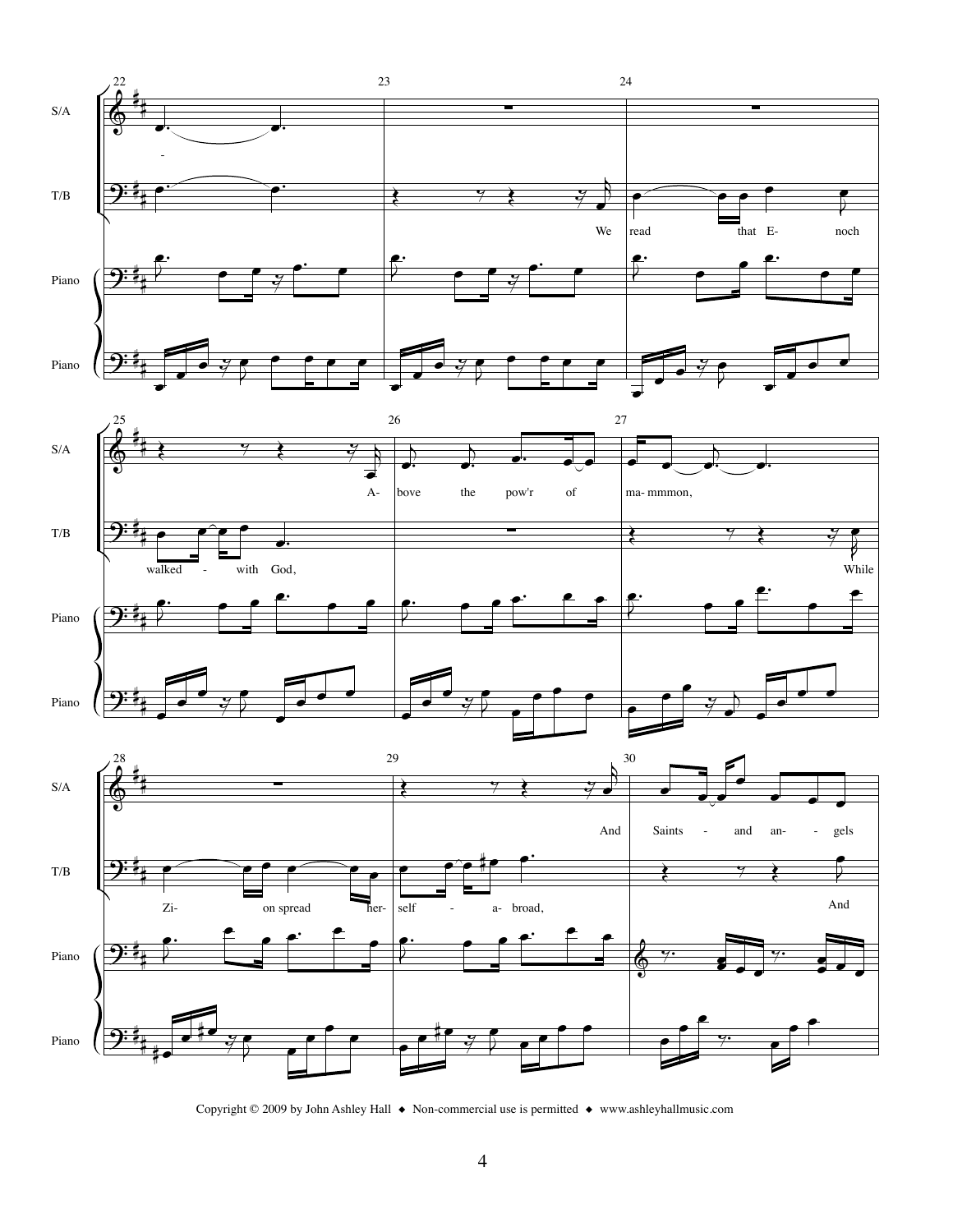S/A

T/B

Piano

Piano

We read that E- noch walked - with God,

A- bove the pow'r of ma- mmmon,

While Zi- on spread her- self - a- broad,

And Saints - and an- - gels

And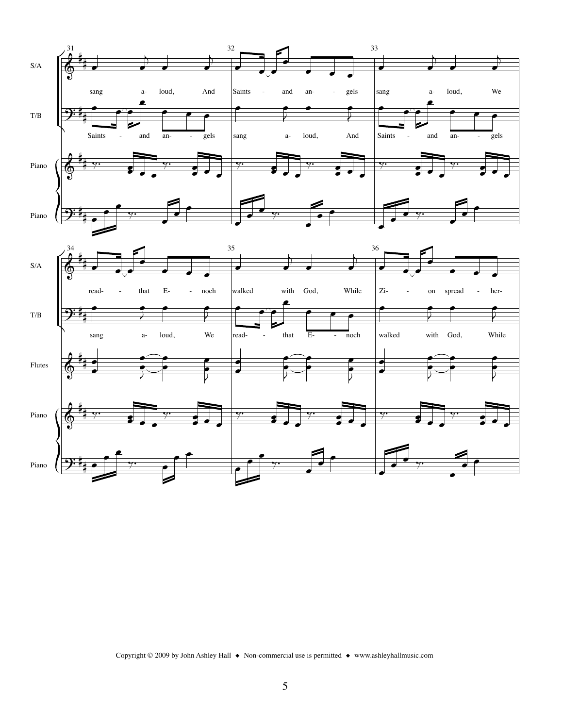31 32 33

S/A

sang a- loud, And Saints - and an- - gels sang a- loud, We

T/B

Saints - and an- - gels sang a- loud, And Saints - and an- - gels

Piano

Piano

34 35 36

S/A

read- - that E- - noch walked with God, While Zi- - on spread - her-

T/B

sang a- loud, We read- - that E- - noch walked with God, While

Flutes

Piano

Piano

Copyright © 2009 by John Ashley Hall ◆ Non-commercial use is permitted ◆ www.ashleyhallmusic.com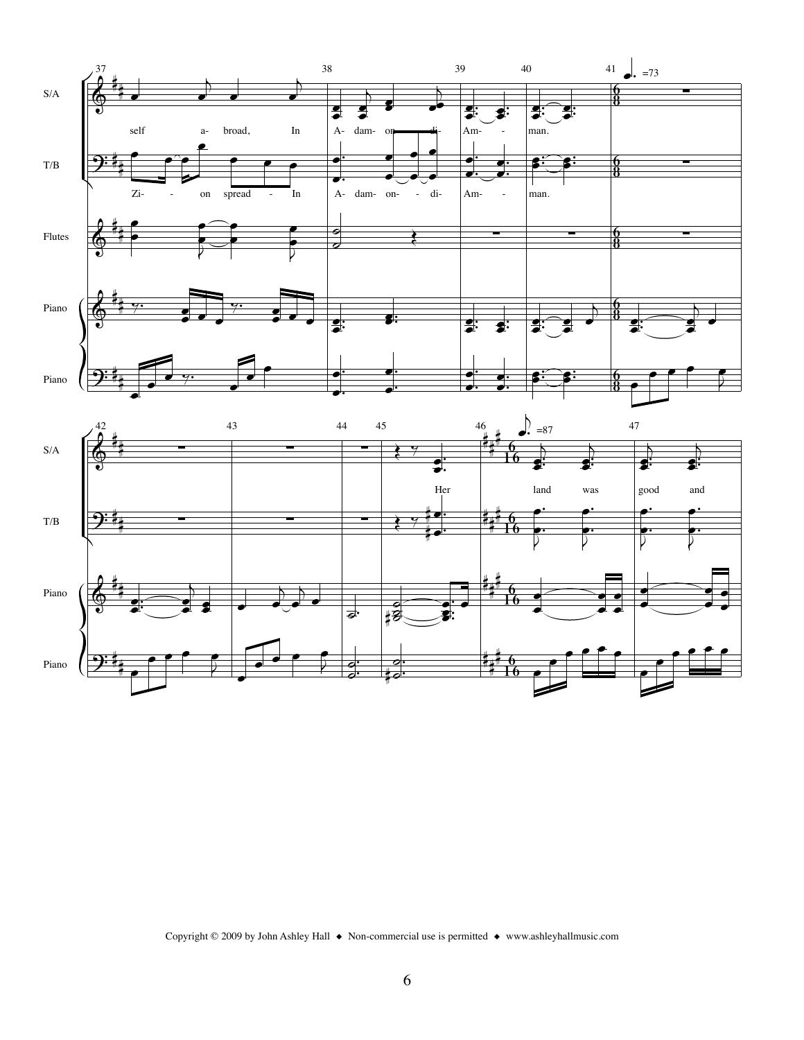37 38 39 40 41 ♩. =73

S/A: self a- broad, In A- dam- on- di- Am- man.

T/B: Zi- on spread - In A- dam- on- - di- Am- man.

Flutes

Piano

Piano

42 43 44 45 46 ♪. =87 47

S/A: Her land was good and

T/B

Piano

Piano

Copyright © 2009 by John Ashley Hall ◆ Non-commercial use is permitted ◆ www.ashleyhallmusic.com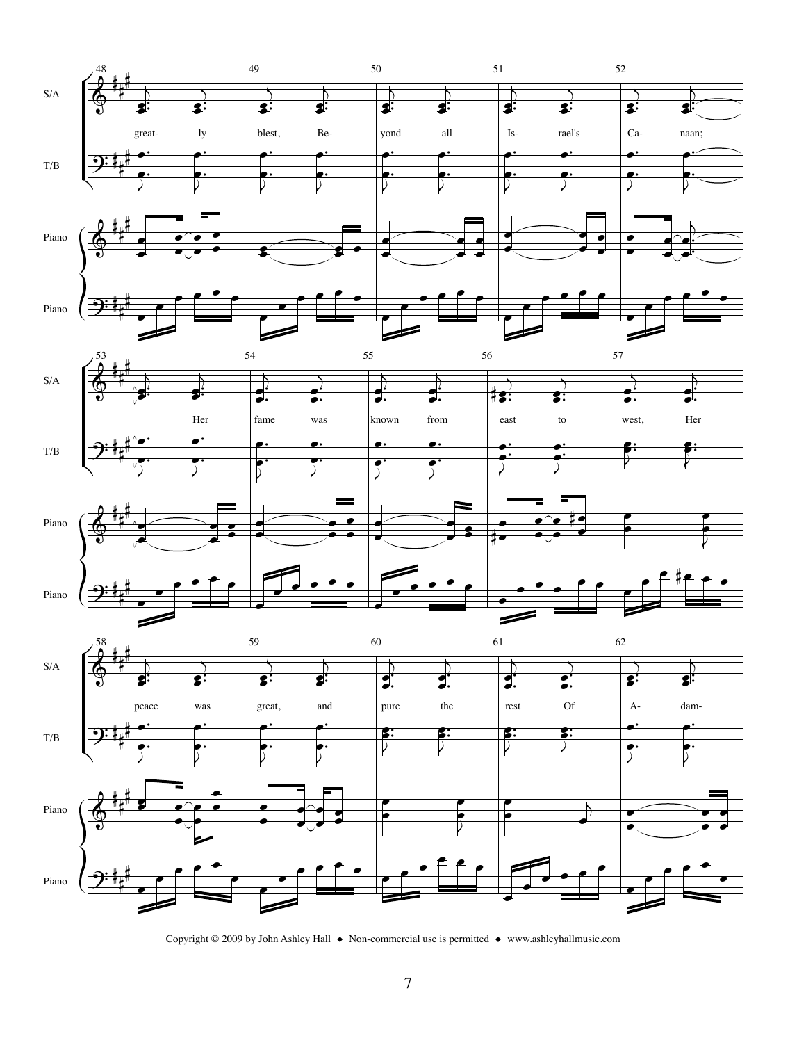great- ly blest, Be- yond all Is- rael's Ca- naan; Her fame was known from east to west, Her peace was great, and pure the rest Of A- dam-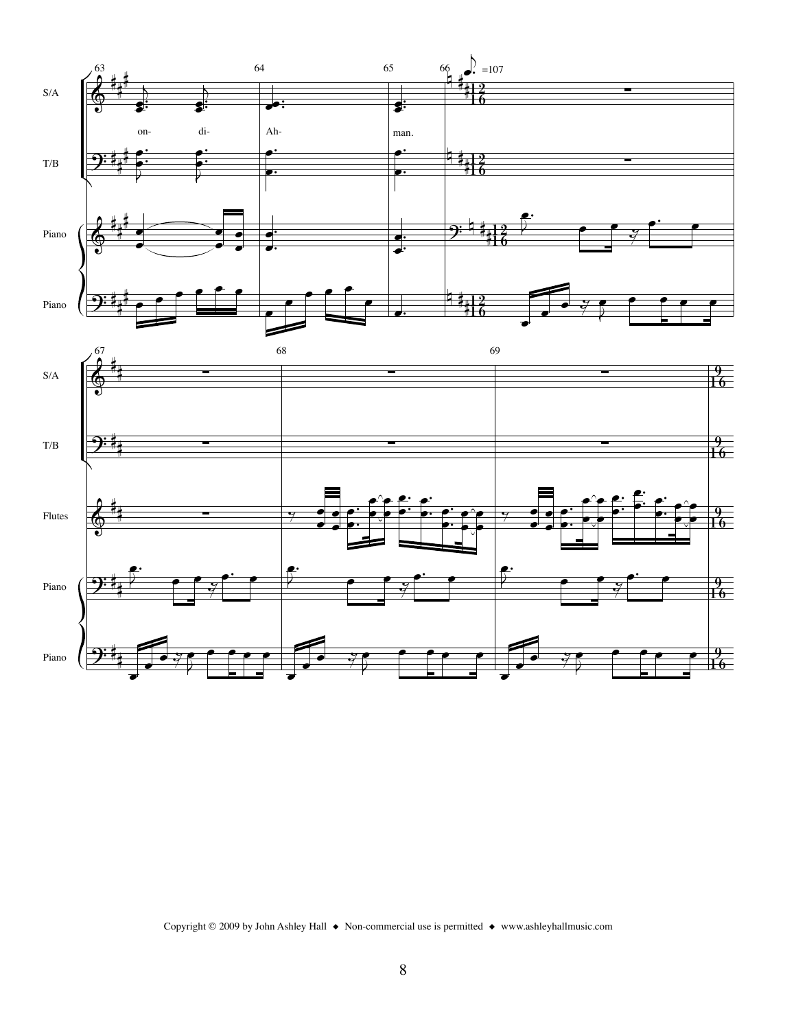Copyright © 2009 by John Ashley Hall ◆ Non-commercial use is permitted ◆ www.ashleyhallmusic.com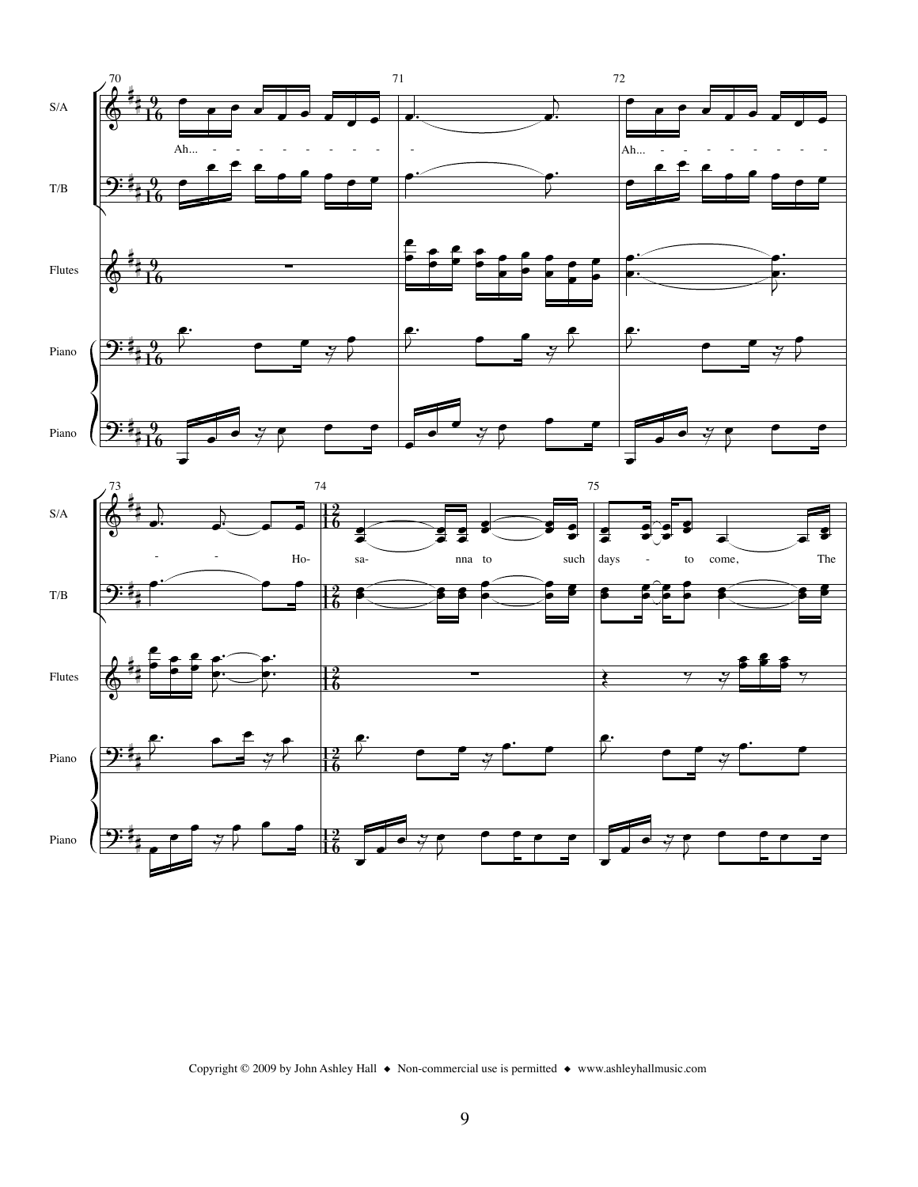Copyright © 2009 by John Ashley Hall ◆ Non-commercial use is permitted ◆ www.ashleyhallmusic.com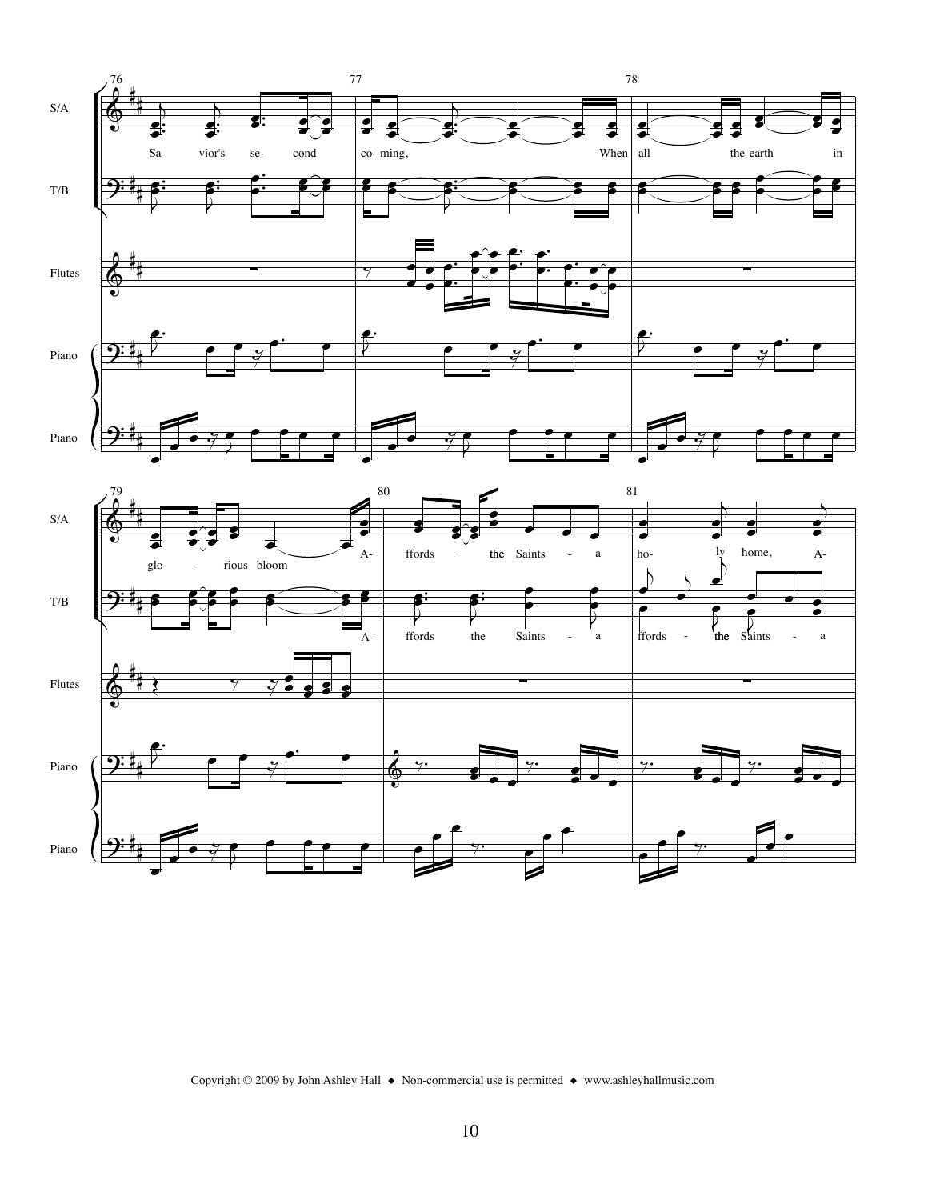76

S/A

Sa- vior's se- cond

T/B

Flutes

Piano

Piano

77

co- ming, When

78

all the earth in

79

glo- - rious bloom A-

80

ffords - the Saints - a

A- ffords the Saints - a

81

ho- ly home, A-

ffords - the Saints - a

Copyright © 2009 by John Ashley Hall ◆ Non-commercial use is permitted ◆ www.ashleyhallmusic.com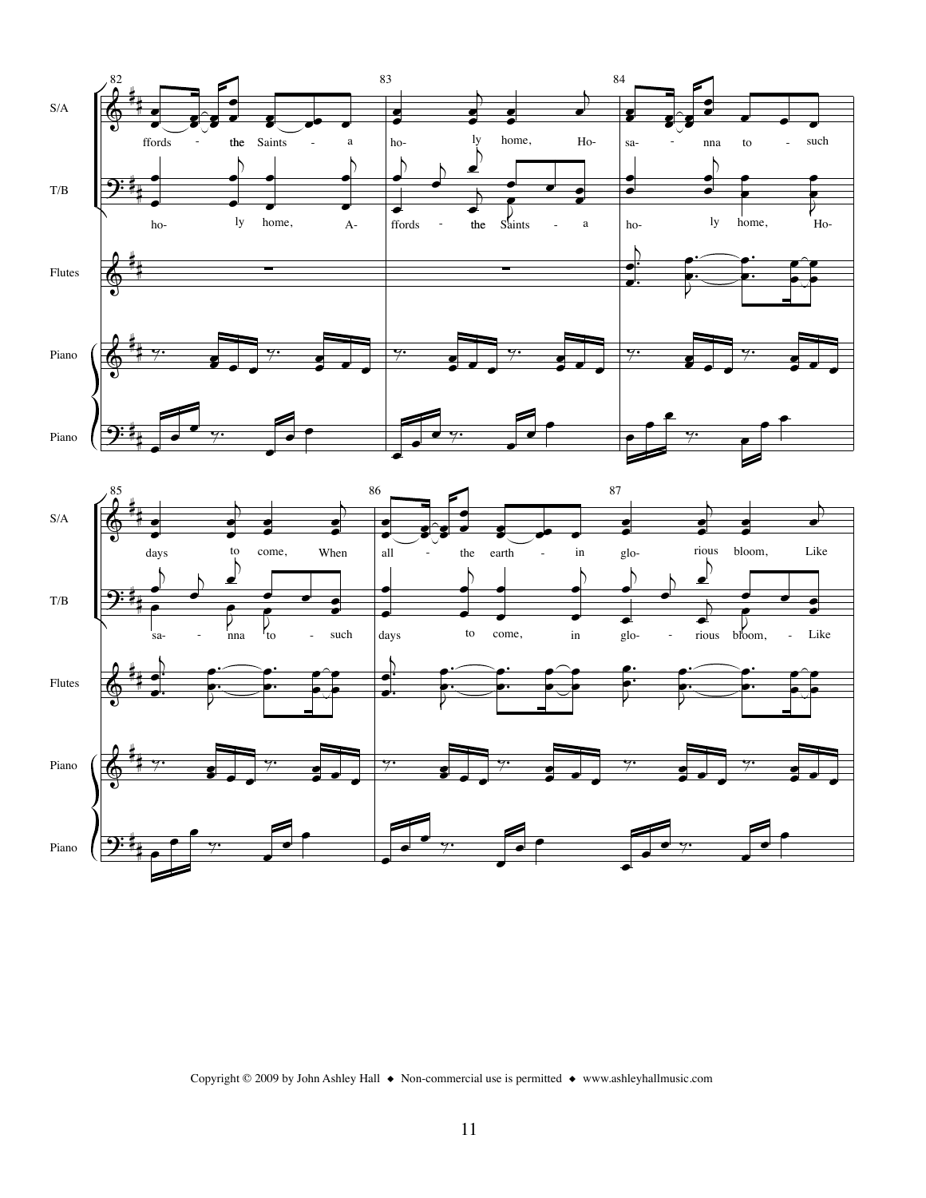Copyright © 2009 by John Ashley Hall ◆ Non-commercial use is permitted ◆ www.ashleyhallmusic.com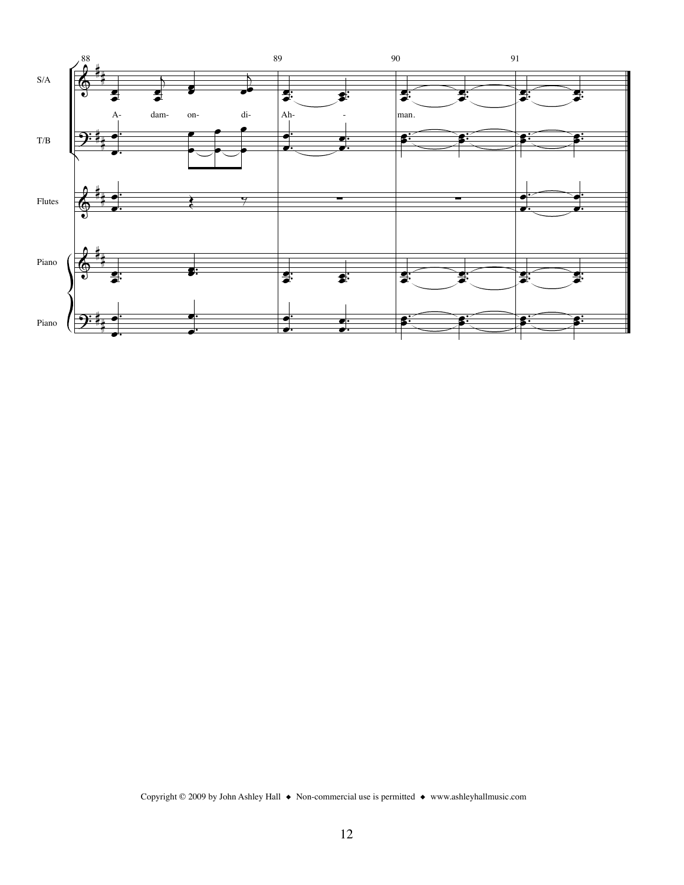88 89 90 91

S/A

A- dam- on- di- Ah- - man.

T/B

Flutes

Piano

Piano